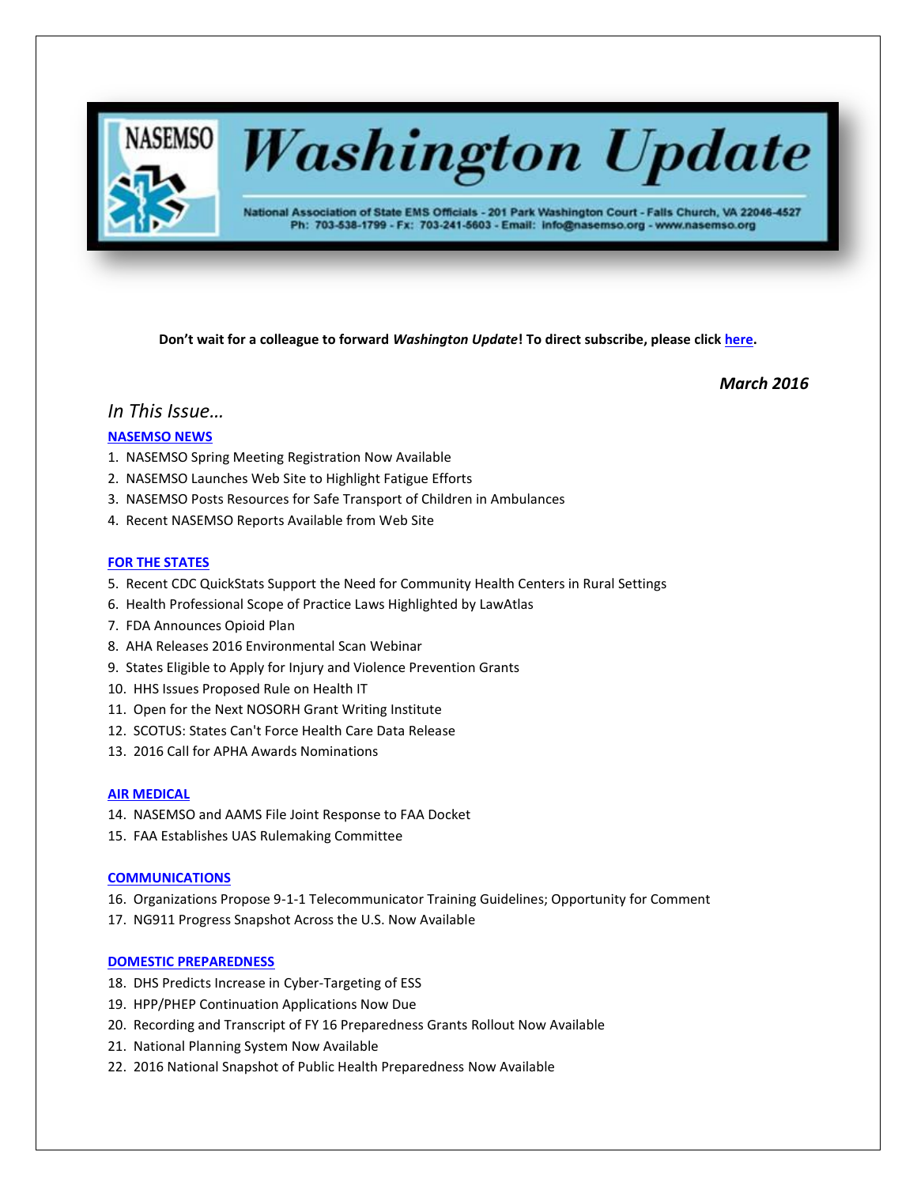# NASEMSO Washington Update

National Association of State EMS Officials - 201 Park Washington Court - Falls Church, VA 22046-4527
Ph: 703-538-1799 - Fx: 703-241-5603 - Email: info@nasemso.org - www.nasemso.org

**Don't wait for a colleague to forward *Washington Update*! To direct subscribe, please click [here].**

***March 2016***

## *In This Issue…*

### NASEMSO NEWS

1. NASEMSO Spring Meeting Registration Now Available
2. NASEMSO Launches Web Site to Highlight Fatigue Efforts
3. NASEMSO Posts Resources for Safe Transport of Children in Ambulances
4. Recent NASEMSO Reports Available from Web Site

### FOR THE STATES

5. Recent CDC QuickStats Support the Need for Community Health Centers in Rural Settings
6. Health Professional Scope of Practice Laws Highlighted by LawAtlas
7. FDA Announces Opioid Plan
8. AHA Releases 2016 Environmental Scan Webinar
9. States Eligible to Apply for Injury and Violence Prevention Grants
10. HHS Issues Proposed Rule on Health IT
11. Open for the Next NOSORH Grant Writing Institute
12. SCOTUS: States Can't Force Health Care Data Release
13. 2016 Call for APHA Awards Nominations

### AIR MEDICAL

14. NASEMSO and AAMS File Joint Response to FAA Docket
15. FAA Establishes UAS Rulemaking Committee

### COMMUNICATIONS

16. Organizations Propose 9-1-1 Telecommunicator Training Guidelines; Opportunity for Comment
17. NG911 Progress Snapshot Across the U.S. Now Available

### DOMESTIC PREPAREDNESS

18. DHS Predicts Increase in Cyber-Targeting of ESS
19. HPP/PHEP Continuation Applications Now Due
20. Recording and Transcript of FY 16 Preparedness Grants Rollout Now Available
21. National Planning System Now Available
22. 2016 National Snapshot of Public Health Preparedness Now Available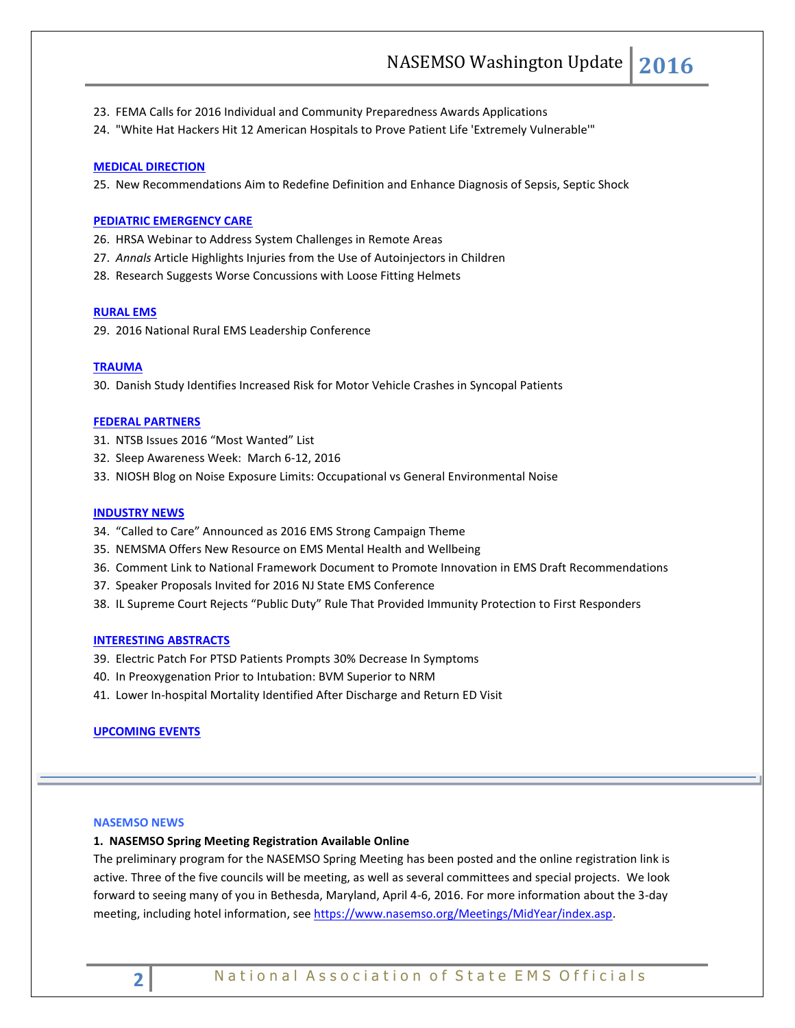23. FEMA Calls for 2016 Individual and Community Preparedness Awards Applications
24. "White Hat Hackers Hit 12 American Hospitals to Prove Patient Life 'Extremely Vulnerable'"

**MEDICAL DIRECTION**

25. New Recommendations Aim to Redefine Definition and Enhance Diagnosis of Sepsis, Septic Shock

**PEDIATRIC EMERGENCY CARE**

26. HRSA Webinar to Address System Challenges in Remote Areas
27. *Annals* Article Highlights Injuries from the Use of Autoinjectors in Children
28. Research Suggests Worse Concussions with Loose Fitting Helmets

**RURAL EMS**

29. 2016 National Rural EMS Leadership Conference

**TRAUMA**

30. Danish Study Identifies Increased Risk for Motor Vehicle Crashes in Syncopal Patients

**FEDERAL PARTNERS**

31. NTSB Issues 2016 "Most Wanted" List
32. Sleep Awareness Week: March 6-12, 2016
33. NIOSH Blog on Noise Exposure Limits: Occupational vs General Environmental Noise

**INDUSTRY NEWS**

34. "Called to Care" Announced as 2016 EMS Strong Campaign Theme
35. NEMSMA Offers New Resource on EMS Mental Health and Wellbeing
36. Comment Link to National Framework Document to Promote Innovation in EMS Draft Recommendations
37. Speaker Proposals Invited for 2016 NJ State EMS Conference
38. IL Supreme Court Rejects "Public Duty" Rule That Provided Immunity Protection to First Responders

**INTERESTING ABSTRACTS**

39. Electric Patch For PTSD Patients Prompts 30% Decrease In Symptoms
40. In Preoxygenation Prior to Intubation: BVM Superior to NRM
41. Lower In-hospital Mortality Identified After Discharge and Return ED Visit

**UPCOMING EVENTS**

---

## NASEMSO NEWS

### 1. NASEMSO Spring Meeting Registration Available Online

The preliminary program for the NASEMSO Spring Meeting has been posted and the online registration link is active. Three of the five councils will be meeting, as well as several committees and special projects. We look forward to seeing many of you in Bethesda, Maryland, April 4-6, 2016. For more information about the 3-day meeting, including hotel information, see https://www.nasemso.org/Meetings/MidYear/index.asp.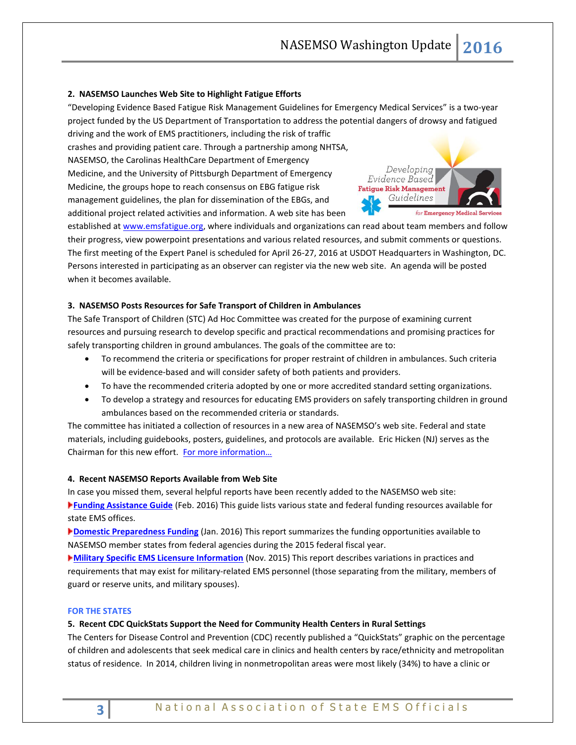**2. NASEMSO Launches Web Site to Highlight Fatigue Efforts**

"Developing Evidence Based Fatigue Risk Management Guidelines for Emergency Medical Services" is a two-year project funded by the US Department of Transportation to address the potential dangers of drowsy and fatigued driving and the work of EMS practitioners, including the risk of traffic crashes and providing patient care. Through a partnership among NHTSA, NASEMSO, the Carolinas HealthCare Department of Emergency Medicine, and the University of Pittsburgh Department of Emergency Medicine, the groups hope to reach consensus on EBG fatigue risk management guidelines, the plan for dissemination of the EBGs, and additional project related activities and information. A web site has been established at [www.emsfatigue.org](www.emsfatigue.org), where individuals and organizations can read about team members and follow their progress, view powerpoint presentations and various related resources, and submit comments or questions. The first meeting of the Expert Panel is scheduled for April 26-27, 2016 at USDOT Headquarters in Washington, DC. Persons interested in participating as an observer can register via the new web site. An agenda will be posted when it becomes available.

**3. NASEMSO Posts Resources for Safe Transport of Children in Ambulances**

The Safe Transport of Children (STC) Ad Hoc Committee was created for the purpose of examining current resources and pursuing research to develop specific and practical recommendations and promising practices for safely transporting children in ground ambulances. The goals of the committee are to:

- To recommend the criteria or specifications for proper restraint of children in ambulances. Such criteria will be evidence-based and will consider safety of both patients and providers.
- To have the recommended criteria adopted by one or more accredited standard setting organizations.
- To develop a strategy and resources for educating EMS providers on safely transporting children in ground ambulances based on the recommended criteria or standards.

The committee has initiated a collection of resources in a new area of NASEMSO's web site. Federal and state materials, including guidebooks, posters, guidelines, and protocols are available. Eric Hicken (NJ) serves as the Chairman for this new effort. For more information…

**4. Recent NASEMSO Reports Available from Web Site**

In case you missed them, several helpful reports have been recently added to the NASEMSO web site:

**Funding Assistance Guide** (Feb. 2016) This guide lists various state and federal funding resources available for state EMS offices.

**Domestic Preparedness Funding** (Jan. 2016) This report summarizes the funding opportunities available to NASEMSO member states from federal agencies during the 2015 federal fiscal year.

**Military Specific EMS Licensure Information** (Nov. 2015) This report describes variations in practices and requirements that may exist for military-related EMS personnel (those separating from the military, members of guard or reserve units, and military spouses).

## FOR THE STATES

**5. Recent CDC QuickStats Support the Need for Community Health Centers in Rural Settings**

The Centers for Disease Control and Prevention (CDC) recently published a "QuickStats" graphic on the percentage of children and adolescents that seek medical care in clinics and health centers by race/ethnicity and metropolitan status of residence. In 2014, children living in nonmetropolitan areas were most likely (34%) to have a clinic or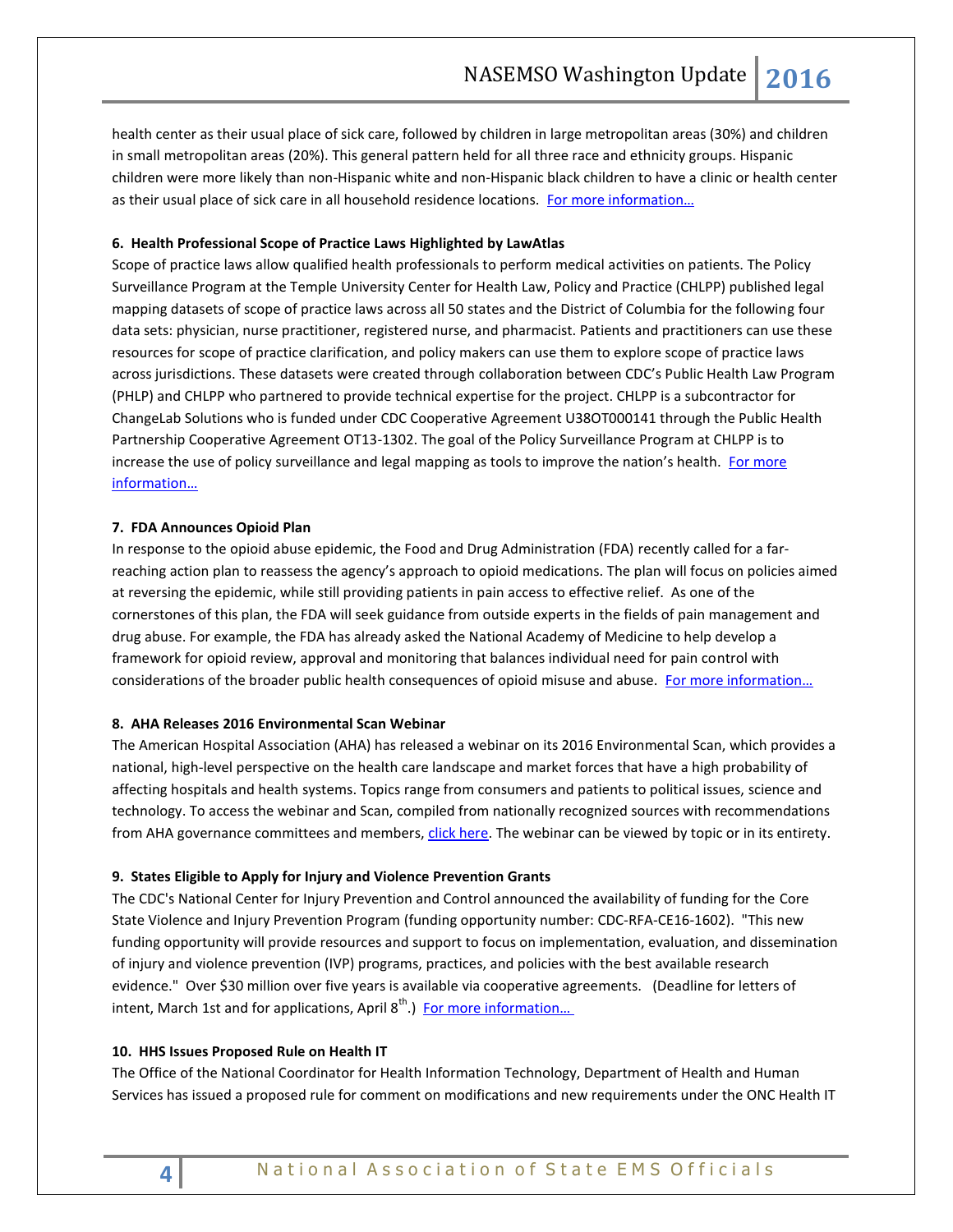health center as their usual place of sick care, followed by children in large metropolitan areas (30%) and children in small metropolitan areas (20%). This general pattern held for all three race and ethnicity groups. Hispanic children were more likely than non-Hispanic white and non-Hispanic black children to have a clinic or health center as their usual place of sick care in all household residence locations. For more information…

**6. Health Professional Scope of Practice Laws Highlighted by LawAtlas**

Scope of practice laws allow qualified health professionals to perform medical activities on patients. The Policy Surveillance Program at the Temple University Center for Health Law, Policy and Practice (CHLPP) published legal mapping datasets of scope of practice laws across all 50 states and the District of Columbia for the following four data sets: physician, nurse practitioner, registered nurse, and pharmacist. Patients and practitioners can use these resources for scope of practice clarification, and policy makers can use them to explore scope of practice laws across jurisdictions. These datasets were created through collaboration between CDC's Public Health Law Program (PHLP) and CHLPP who partnered to provide technical expertise for the project. CHLPP is a subcontractor for ChangeLab Solutions who is funded under CDC Cooperative Agreement U38OT000141 through the Public Health Partnership Cooperative Agreement OT13-1302. The goal of the Policy Surveillance Program at CHLPP is to increase the use of policy surveillance and legal mapping as tools to improve the nation's health. For more information…

**7. FDA Announces Opioid Plan**

In response to the opioid abuse epidemic, the Food and Drug Administration (FDA) recently called for a far-reaching action plan to reassess the agency's approach to opioid medications. The plan will focus on policies aimed at reversing the epidemic, while still providing patients in pain access to effective relief. As one of the cornerstones of this plan, the FDA will seek guidance from outside experts in the fields of pain management and drug abuse. For example, the FDA has already asked the National Academy of Medicine to help develop a framework for opioid review, approval and monitoring that balances individual need for pain control with considerations of the broader public health consequences of opioid misuse and abuse. For more information…

**8. AHA Releases 2016 Environmental Scan Webinar**

The American Hospital Association (AHA) has released a webinar on its 2016 Environmental Scan, which provides a national, high-level perspective on the health care landscape and market forces that have a high probability of affecting hospitals and health systems. Topics range from consumers and patients to political issues, science and technology. To access the webinar and Scan, compiled from nationally recognized sources with recommendations from AHA governance committees and members, click here. The webinar can be viewed by topic or in its entirety.

**9. States Eligible to Apply for Injury and Violence Prevention Grants**

The CDC's National Center for Injury Prevention and Control announced the availability of funding for the Core State Violence and Injury Prevention Program (funding opportunity number: CDC-RFA-CE16-1602). "This new funding opportunity will provide resources and support to focus on implementation, evaluation, and dissemination of injury and violence prevention (IVP) programs, practices, and policies with the best available research evidence." Over $30 million over five years is available via cooperative agreements. (Deadline for letters of intent, March 1st and for applications, April 8th.) For more information…

**10. HHS Issues Proposed Rule on Health IT**

The Office of the National Coordinator for Health Information Technology, Department of Health and Human Services has issued a proposed rule for comment on modifications and new requirements under the ONC Health IT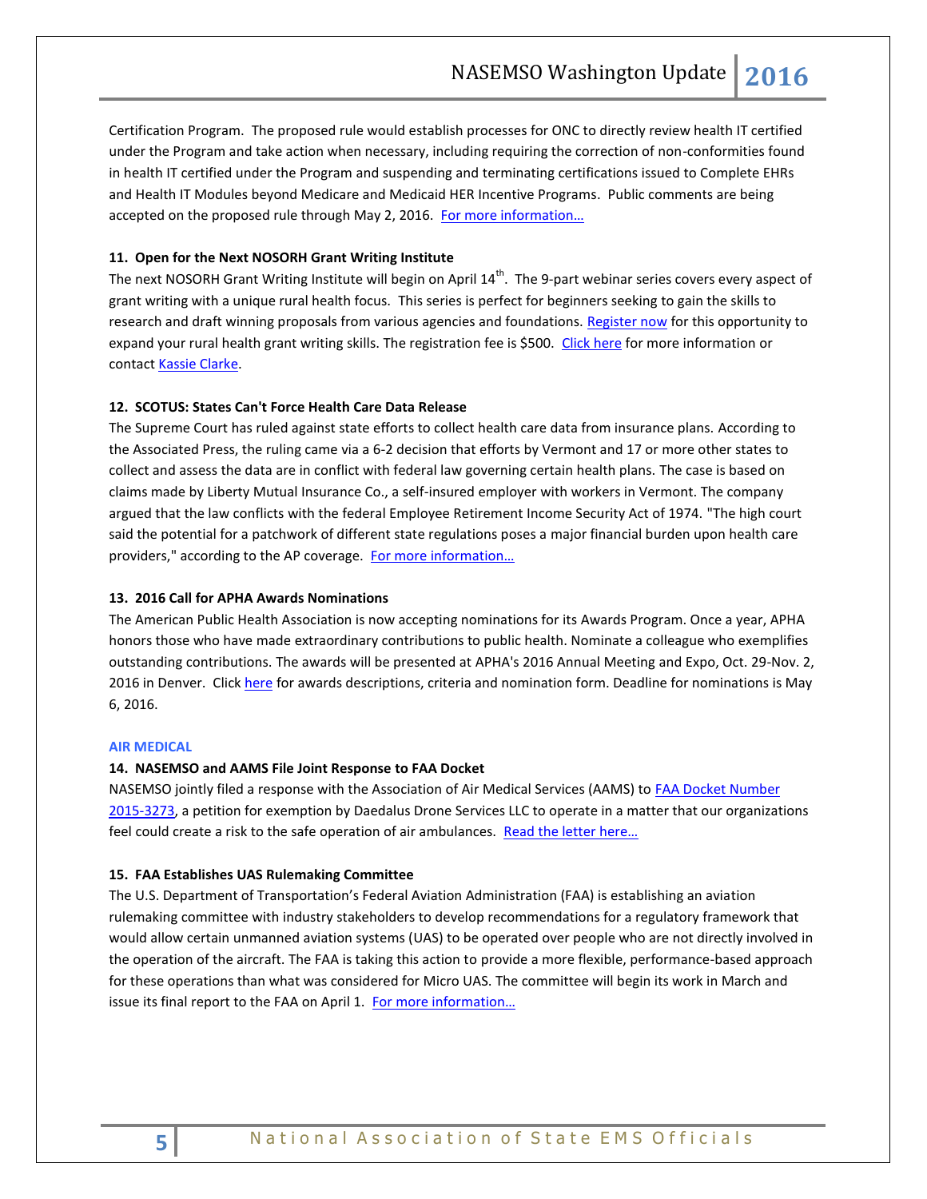Certification Program. The proposed rule would establish processes for ONC to directly review health IT certified under the Program and take action when necessary, including requiring the correction of non-conformities found in health IT certified under the Program and suspending and terminating certifications issued to Complete EHRs and Health IT Modules beyond Medicare and Medicaid HER Incentive Programs. Public comments are being accepted on the proposed rule through May 2, 2016. [For more information…]

**11. Open for the Next NOSORH Grant Writing Institute**

The next NOSORH Grant Writing Institute will begin on April 14th. The 9-part webinar series covers every aspect of grant writing with a unique rural health focus. This series is perfect for beginners seeking to gain the skills to research and draft winning proposals from various agencies and foundations. [Register now] for this opportunity to expand your rural health grant writing skills. The registration fee is $500. [Click here] for more information or contact [Kassie Clarke].

**12. SCOTUS: States Can't Force Health Care Data Release**

The Supreme Court has ruled against state efforts to collect health care data from insurance plans. According to the Associated Press, the ruling came via a 6-2 decision that efforts by Vermont and 17 or more other states to collect and assess the data are in conflict with federal law governing certain health plans. The case is based on claims made by Liberty Mutual Insurance Co., a self-insured employer with workers in Vermont. The company argued that the law conflicts with the federal Employee Retirement Income Security Act of 1974. "The high court said the potential for a patchwork of different state regulations poses a major financial burden upon health care providers," according to the AP coverage. [For more information…]

**13. 2016 Call for APHA Awards Nominations**

The American Public Health Association is now accepting nominations for its Awards Program. Once a year, APHA honors those who have made extraordinary contributions to public health. Nominate a colleague who exemplifies outstanding contributions. The awards will be presented at APHA's 2016 Annual Meeting and Expo, Oct. 29-Nov. 2, 2016 in Denver. Click [here] for awards descriptions, criteria and nomination form. Deadline for nominations is May 6, 2016.

## AIR MEDICAL

**14. NASEMSO and AAMS File Joint Response to FAA Docket**

NASEMSO jointly filed a response with the Association of Air Medical Services (AAMS) to [FAA Docket Number 2015-3273], a petition for exemption by Daedalus Drone Services LLC to operate in a matter that our organizations feel could create a risk to the safe operation of air ambulances. [Read the letter here…]

**15. FAA Establishes UAS Rulemaking Committee**

The U.S. Department of Transportation's Federal Aviation Administration (FAA) is establishing an aviation rulemaking committee with industry stakeholders to develop recommendations for a regulatory framework that would allow certain unmanned aviation systems (UAS) to be operated over people who are not directly involved in the operation of the aircraft. The FAA is taking this action to provide a more flexible, performance-based approach for these operations than what was considered for Micro UAS. The committee will begin its work in March and issue its final report to the FAA on April 1. [For more information…]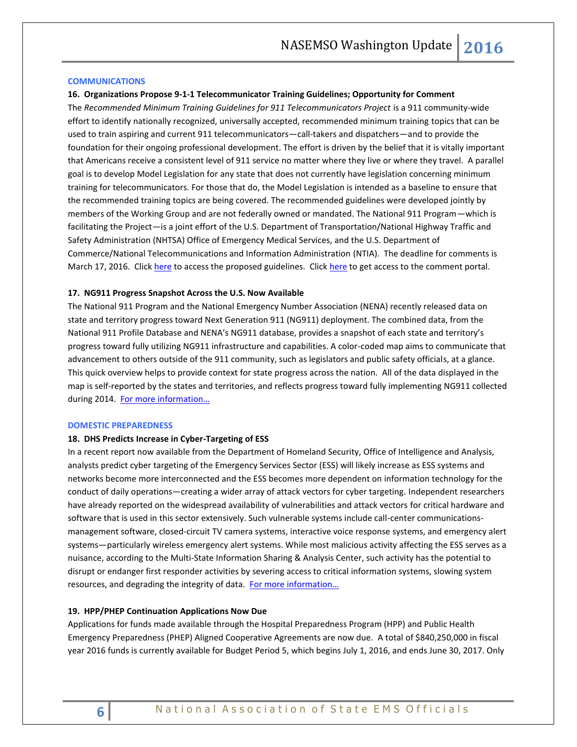## COMMUNICATIONS

### 16. Organizations Propose 9-1-1 Telecommunicator Training Guidelines; Opportunity for Comment

The *Recommended Minimum Training Guidelines for 911 Telecommunicators Project* is a 911 community-wide effort to identify nationally recognized, universally accepted, recommended minimum training topics that can be used to train aspiring and current 911 telecommunicators—call-takers and dispatchers—and to provide the foundation for their ongoing professional development. The effort is driven by the belief that it is vitally important that Americans receive a consistent level of 911 service no matter where they live or where they travel. A parallel goal is to develop Model Legislation for any state that does not currently have legislation concerning minimum training for telecommunicators. For those that do, the Model Legislation is intended as a baseline to ensure that the recommended training topics are being covered. The recommended guidelines were developed jointly by members of the Working Group and are not federally owned or mandated. The National 911 Program—which is facilitating the Project—is a joint effort of the U.S. Department of Transportation/National Highway Traffic and Safety Administration (NHTSA) Office of Emergency Medical Services, and the U.S. Department of Commerce/National Telecommunications and Information Administration (NTIA). The deadline for comments is March 17, 2016. Click here to access the proposed guidelines. Click here to get access to the comment portal.

### 17. NG911 Progress Snapshot Across the U.S. Now Available

The National 911 Program and the National Emergency Number Association (NENA) recently released data on state and territory progress toward Next Generation 911 (NG911) deployment. The combined data, from the National 911 Profile Database and NENA's NG911 database, provides a snapshot of each state and territory's progress toward fully utilizing NG911 infrastructure and capabilities. A color-coded map aims to communicate that advancement to others outside of the 911 community, such as legislators and public safety officials, at a glance. This quick overview helps to provide context for state progress across the nation. All of the data displayed in the map is self-reported by the states and territories, and reflects progress toward fully implementing NG911 collected during 2014. For more information…

## DOMESTIC PREPAREDNESS

### 18. DHS Predicts Increase in Cyber-Targeting of ESS

In a recent report now available from the Department of Homeland Security, Office of Intelligence and Analysis, analysts predict cyber targeting of the Emergency Services Sector (ESS) will likely increase as ESS systems and networks become more interconnected and the ESS becomes more dependent on information technology for the conduct of daily operations—creating a wider array of attack vectors for cyber targeting. Independent researchers have already reported on the widespread availability of vulnerabilities and attack vectors for critical hardware and software that is used in this sector extensively. Such vulnerable systems include call-center communications-management software, closed-circuit TV camera systems, interactive voice response systems, and emergency alert systems—particularly wireless emergency alert systems. While most malicious activity affecting the ESS serves as a nuisance, according to the Multi-State Information Sharing & Analysis Center, such activity has the potential to disrupt or endanger first responder activities by severing access to critical information systems, slowing system resources, and degrading the integrity of data. For more information…

### 19. HPP/PHEP Continuation Applications Now Due

Applications for funds made available through the Hospital Preparedness Program (HPP) and Public Health Emergency Preparedness (PHEP) Aligned Cooperative Agreements are now due. A total of $840,250,000 in fiscal year 2016 funds is currently available for Budget Period 5, which begins July 1, 2016, and ends June 30, 2017. Only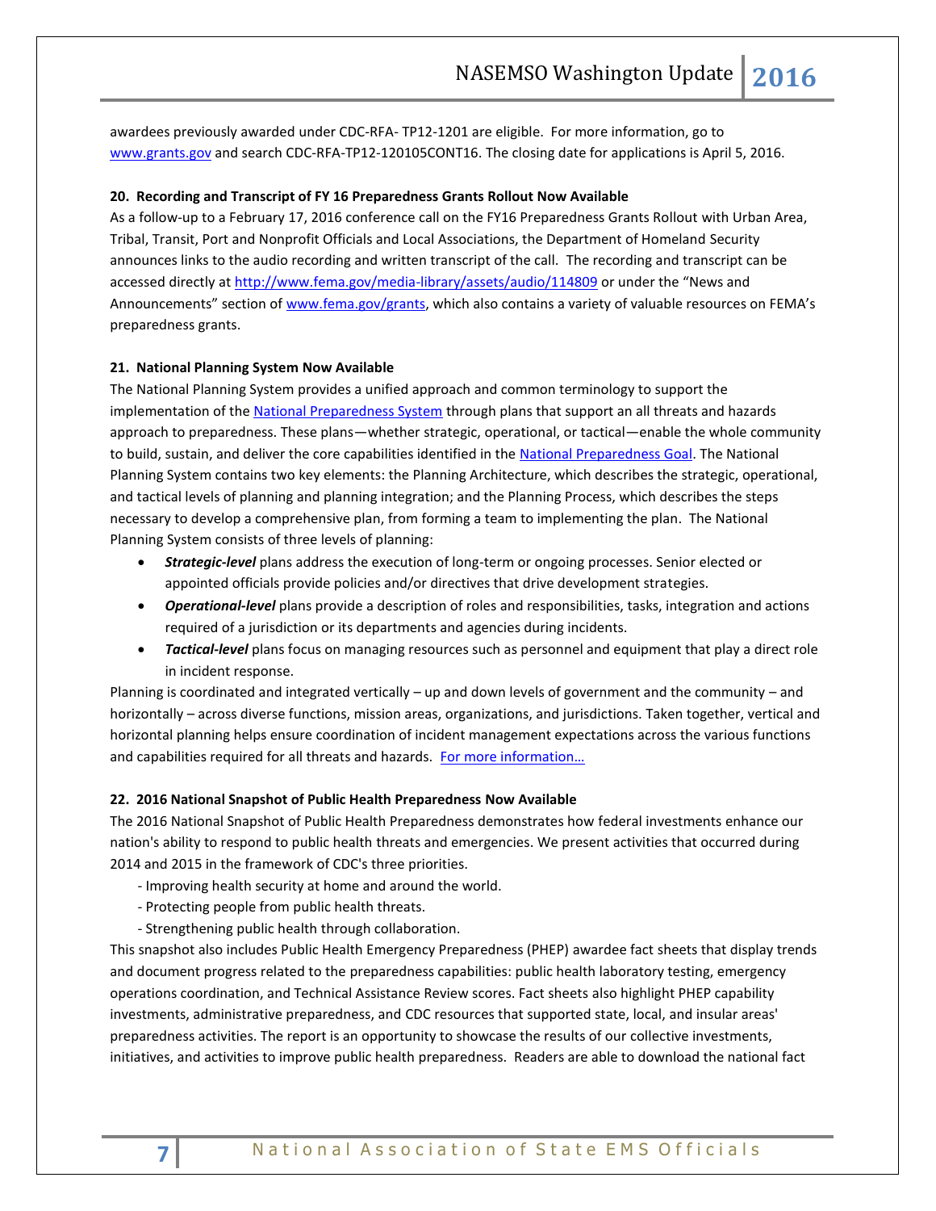awardees previously awarded under CDC-RFA- TP12-1201 are eligible. For more information, go to [www.grants.gov](http://www.grants.gov) and search CDC-RFA-TP12-120105CONT16. The closing date for applications is April 5, 2016.

**20. Recording and Transcript of FY 16 Preparedness Grants Rollout Now Available**

As a follow-up to a February 17, 2016 conference call on the FY16 Preparedness Grants Rollout with Urban Area, Tribal, Transit, Port and Nonprofit Officials and Local Associations, the Department of Homeland Security announces links to the audio recording and written transcript of the call. The recording and transcript can be accessed directly at [http://www.fema.gov/media-library/assets/audio/114809](http://www.fema.gov/media-library/assets/audio/114809) or under the "News and Announcements" section of [www.fema.gov/grants](http://www.fema.gov/grants), which also contains a variety of valuable resources on FEMA's preparedness grants.

**21. National Planning System Now Available**

The National Planning System provides a unified approach and common terminology to support the implementation of the National Preparedness System through plans that support an all threats and hazards approach to preparedness. These plans—whether strategic, operational, or tactical—enable the whole community to build, sustain, and deliver the core capabilities identified in the National Preparedness Goal. The National Planning System contains two key elements: the Planning Architecture, which describes the strategic, operational, and tactical levels of planning and planning integration; and the Planning Process, which describes the steps necessary to develop a comprehensive plan, from forming a team to implementing the plan. The National Planning System consists of three levels of planning:

- ***Strategic-level*** plans address the execution of long-term or ongoing processes. Senior elected or appointed officials provide policies and/or directives that drive development strategies.
- ***Operational-level*** plans provide a description of roles and responsibilities, tasks, integration and actions required of a jurisdiction or its departments and agencies during incidents.
- ***Tactical-level*** plans focus on managing resources such as personnel and equipment that play a direct role in incident response.

Planning is coordinated and integrated vertically – up and down levels of government and the community – and horizontally – across diverse functions, mission areas, organizations, and jurisdictions. Taken together, vertical and horizontal planning helps ensure coordination of incident management expectations across the various functions and capabilities required for all threats and hazards. For more information…

**22. 2016 National Snapshot of Public Health Preparedness Now Available**

The 2016 National Snapshot of Public Health Preparedness demonstrates how federal investments enhance our nation's ability to respond to public health threats and emergencies. We present activities that occurred during 2014 and 2015 in the framework of CDC's three priorities.

- Improving health security at home and around the world.
- Protecting people from public health threats.
- Strengthening public health through collaboration.

This snapshot also includes Public Health Emergency Preparedness (PHEP) awardee fact sheets that display trends and document progress related to the preparedness capabilities: public health laboratory testing, emergency operations coordination, and Technical Assistance Review scores. Fact sheets also highlight PHEP capability investments, administrative preparedness, and CDC resources that supported state, local, and insular areas' preparedness activities. The report is an opportunity to showcase the results of our collective investments, initiatives, and activities to improve public health preparedness. Readers are able to download the national fact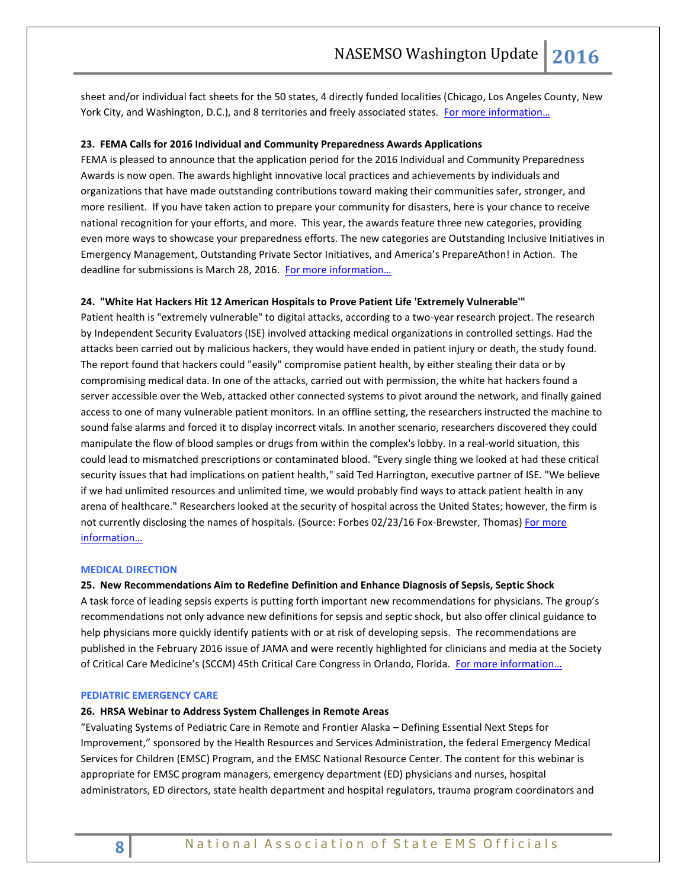sheet and/or individual fact sheets for the 50 states, 4 directly funded localities (Chicago, Los Angeles County, New York City, and Washington, D.C.), and 8 territories and freely associated states. For more information…

**23. FEMA Calls for 2016 Individual and Community Preparedness Awards Applications**

FEMA is pleased to announce that the application period for the 2016 Individual and Community Preparedness Awards is now open. The awards highlight innovative local practices and achievements by individuals and organizations that have made outstanding contributions toward making their communities safer, stronger, and more resilient. If you have taken action to prepare your community for disasters, here is your chance to receive national recognition for your efforts, and more. This year, the awards feature three new categories, providing even more ways to showcase your preparedness efforts. The new categories are Outstanding Inclusive Initiatives in Emergency Management, Outstanding Private Sector Initiatives, and America's PrepareAthon! in Action. The deadline for submissions is March 28, 2016. For more information…

**24. "White Hat Hackers Hit 12 American Hospitals to Prove Patient Life 'Extremely Vulnerable'"**

Patient health is "extremely vulnerable" to digital attacks, according to a two-year research project. The research by Independent Security Evaluators (ISE) involved attacking medical organizations in controlled settings. Had the attacks been carried out by malicious hackers, they would have ended in patient injury or death, the study found. The report found that hackers could "easily" compromise patient health, by either stealing their data or by compromising medical data. In one of the attacks, carried out with permission, the white hat hackers found a server accessible over the Web, attacked other connected systems to pivot around the network, and finally gained access to one of many vulnerable patient monitors. In an offline setting, the researchers instructed the machine to sound false alarms and forced it to display incorrect vitals. In another scenario, researchers discovered they could manipulate the flow of blood samples or drugs from within the complex's lobby. In a real-world situation, this could lead to mismatched prescriptions or contaminated blood. "Every single thing we looked at had these critical security issues that had implications on patient health," said Ted Harrington, executive partner of ISE. "We believe if we had unlimited resources and unlimited time, we would probably find ways to attack patient health in any arena of healthcare." Researchers looked at the security of hospital across the United States; however, the firm is not currently disclosing the names of hospitals. (Source: Forbes 02/23/16 Fox-Brewster, Thomas) For more information…

## MEDICAL DIRECTION

**25. New Recommendations Aim to Redefine Definition and Enhance Diagnosis of Sepsis, Septic Shock**

A task force of leading sepsis experts is putting forth important new recommendations for physicians. The group's recommendations not only advance new definitions for sepsis and septic shock, but also offer clinical guidance to help physicians more quickly identify patients with or at risk of developing sepsis. The recommendations are published in the February 2016 issue of JAMA and were recently highlighted for clinicians and media at the Society of Critical Care Medicine's (SCCM) 45th Critical Care Congress in Orlando, Florida. For more information…

## PEDIATRIC EMERGENCY CARE

**26. HRSA Webinar to Address System Challenges in Remote Areas**

"Evaluating Systems of Pediatric Care in Remote and Frontier Alaska – Defining Essential Next Steps for Improvement," sponsored by the Health Resources and Services Administration, the federal Emergency Medical Services for Children (EMSC) Program, and the EMSC National Resource Center. The content for this webinar is appropriate for EMSC program managers, emergency department (ED) physicians and nurses, hospital administrators, ED directors, state health department and hospital regulators, trauma program coordinators and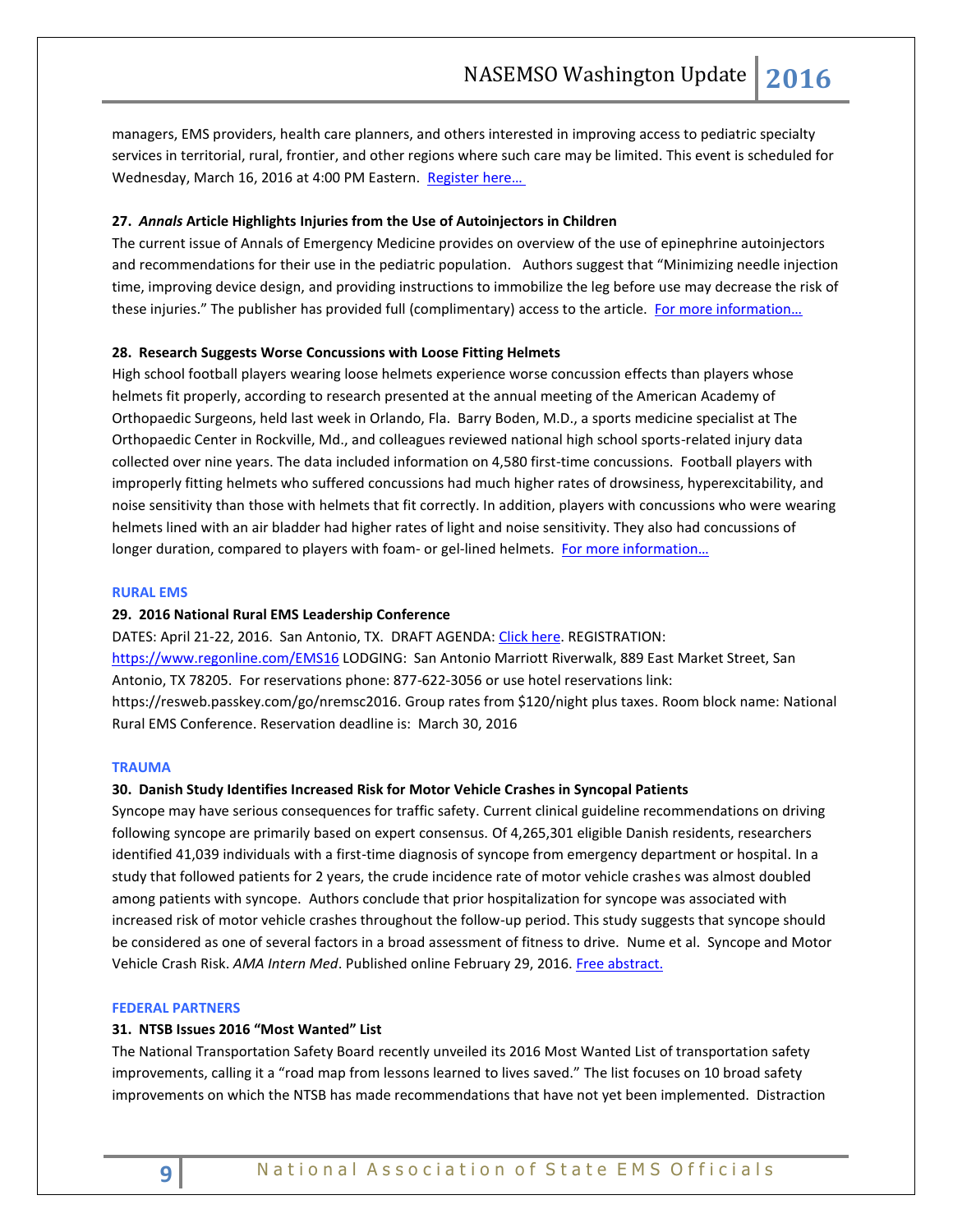managers, EMS providers, health care planners, and others interested in improving access to pediatric specialty services in territorial, rural, frontier, and other regions where such care may be limited. This event is scheduled for Wednesday, March 16, 2016 at 4:00 PM Eastern. [Register here…](#)

**27. *Annals* Article Highlights Injuries from the Use of Autoinjectors in Children**

The current issue of Annals of Emergency Medicine provides on overview of the use of epinephrine autoinjectors and recommendations for their use in the pediatric population. Authors suggest that "Minimizing needle injection time, improving device design, and providing instructions to immobilize the leg before use may decrease the risk of these injuries." The publisher has provided full (complimentary) access to the article. [For more information…](#)

**28. Research Suggests Worse Concussions with Loose Fitting Helmets**

High school football players wearing loose helmets experience worse concussion effects than players whose helmets fit properly, according to research presented at the annual meeting of the American Academy of Orthopaedic Surgeons, held last week in Orlando, Fla. Barry Boden, M.D., a sports medicine specialist at The Orthopaedic Center in Rockville, Md., and colleagues reviewed national high school sports-related injury data collected over nine years. The data included information on 4,580 first-time concussions. Football players with improperly fitting helmets who suffered concussions had much higher rates of drowsiness, hyperexcitability, and noise sensitivity than those with helmets that fit correctly. In addition, players with concussions who were wearing helmets lined with an air bladder had higher rates of light and noise sensitivity. They also had concussions of longer duration, compared to players with foam- or gel-lined helmets. [For more information…](#)

## RURAL EMS

**29. 2016 National Rural EMS Leadership Conference**

DATES: April 21-22, 2016. San Antonio, TX. DRAFT AGENDA: [Click here](#). REGISTRATION: https://www.regonline.com/EMS16 LODGING: San Antonio Marriott Riverwalk, 889 East Market Street, San Antonio, TX 78205. For reservations phone: 877-622-3056 or use hotel reservations link: https://resweb.passkey.com/go/nremsc2016. Group rates from $120/night plus taxes. Room block name: National Rural EMS Conference. Reservation deadline is: March 30, 2016

## TRAUMA

**30. Danish Study Identifies Increased Risk for Motor Vehicle Crashes in Syncopal Patients**

Syncope may have serious consequences for traffic safety. Current clinical guideline recommendations on driving following syncope are primarily based on expert consensus. Of 4,265,301 eligible Danish residents, researchers identified 41,039 individuals with a first-time diagnosis of syncope from emergency department or hospital. In a study that followed patients for 2 years, the crude incidence rate of motor vehicle crashes was almost doubled among patients with syncope. Authors conclude that prior hospitalization for syncope was associated with increased risk of motor vehicle crashes throughout the follow-up period. This study suggests that syncope should be considered as one of several factors in a broad assessment of fitness to drive. Nume et al. Syncope and Motor Vehicle Crash Risk. *AMA Intern Med*. Published online February 29, 2016. [Free abstract.](#)

## FEDERAL PARTNERS

**31. NTSB Issues 2016 "Most Wanted" List**

The National Transportation Safety Board recently unveiled its 2016 Most Wanted List of transportation safety improvements, calling it a "road map from lessons learned to lives saved." The list focuses on 10 broad safety improvements on which the NTSB has made recommendations that have not yet been implemented. Distraction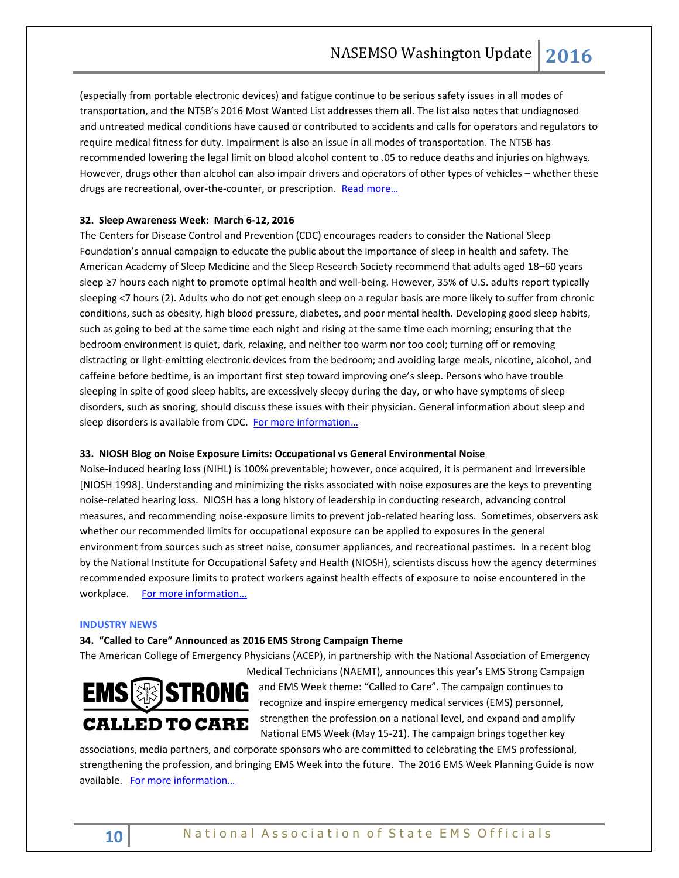(especially from portable electronic devices) and fatigue continue to be serious safety issues in all modes of transportation, and the NTSB's 2016 Most Wanted List addresses them all. The list also notes that undiagnosed and untreated medical conditions have caused or contributed to accidents and calls for operators and regulators to require medical fitness for duty. Impairment is also an issue in all modes of transportation. The NTSB has recommended lowering the legal limit on blood alcohol content to .05 to reduce deaths and injuries on highways. However, drugs other than alcohol can also impair drivers and operators of other types of vehicles – whether these drugs are recreational, over-the-counter, or prescription. Read more…

**32. Sleep Awareness Week: March 6-12, 2016**

The Centers for Disease Control and Prevention (CDC) encourages readers to consider the National Sleep Foundation's annual campaign to educate the public about the importance of sleep in health and safety. The American Academy of Sleep Medicine and the Sleep Research Society recommend that adults aged 18–60 years sleep ≥7 hours each night to promote optimal health and well-being. However, 35% of U.S. adults report typically sleeping <7 hours (2). Adults who do not get enough sleep on a regular basis are more likely to suffer from chronic conditions, such as obesity, high blood pressure, diabetes, and poor mental health. Developing good sleep habits, such as going to bed at the same time each night and rising at the same time each morning; ensuring that the bedroom environment is quiet, dark, relaxing, and neither too warm nor too cool; turning off or removing distracting or light-emitting electronic devices from the bedroom; and avoiding large meals, nicotine, alcohol, and caffeine before bedtime, is an important first step toward improving one's sleep. Persons who have trouble sleeping in spite of good sleep habits, are excessively sleepy during the day, or who have symptoms of sleep disorders, such as snoring, should discuss these issues with their physician. General information about sleep and sleep disorders is available from CDC. For more information…

**33. NIOSH Blog on Noise Exposure Limits: Occupational vs General Environmental Noise**

Noise-induced hearing loss (NIHL) is 100% preventable; however, once acquired, it is permanent and irreversible [NIOSH 1998]. Understanding and minimizing the risks associated with noise exposures are the keys to preventing noise-related hearing loss. NIOSH has a long history of leadership in conducting research, advancing control measures, and recommending noise-exposure limits to prevent job-related hearing loss. Sometimes, observers ask whether our recommended limits for occupational exposure can be applied to exposures in the general environment from sources such as street noise, consumer appliances, and recreational pastimes. In a recent blog by the National Institute for Occupational Safety and Health (NIOSH), scientists discuss how the agency determines recommended exposure limits to protect workers against health effects of exposure to noise encountered in the workplace. For more information…

## INDUSTRY NEWS

**34. "Called to Care" Announced as 2016 EMS Strong Campaign Theme**

The American College of Emergency Physicians (ACEP), in partnership with the National Association of Emergency Medical Technicians (NAEMT), announces this year's EMS Strong Campaign and EMS Week theme: "Called to Care". The campaign continues to recognize and inspire emergency medical services (EMS) personnel, strengthen the profession on a national level, and expand and amplify National EMS Week (May 15-21). The campaign brings together key associations, media partners, and corporate sponsors who are committed to celebrating the EMS professional, strengthening the profession, and bringing EMS Week into the future. The 2016 EMS Week Planning Guide is now available. For more information…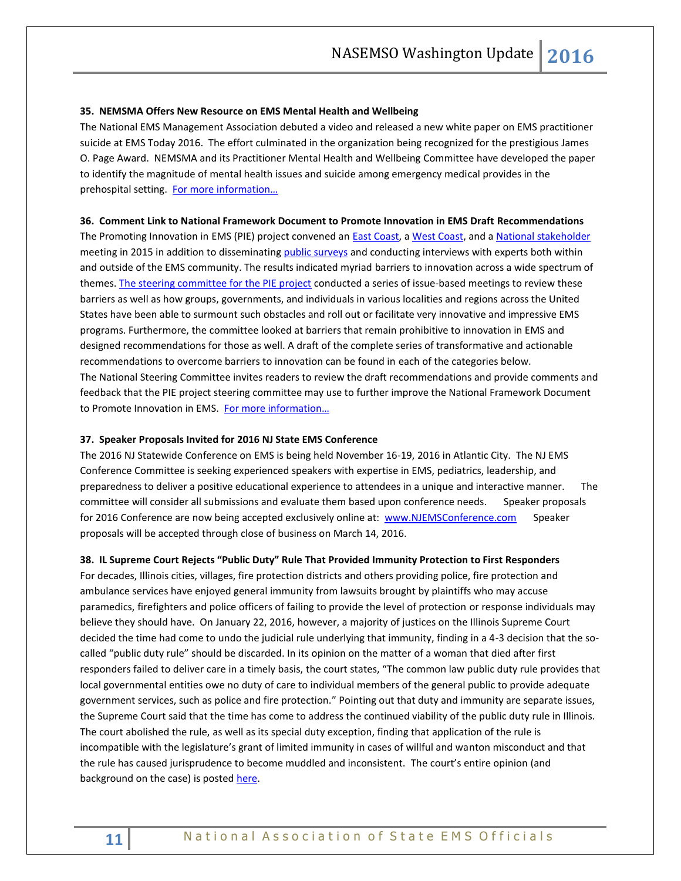**35. NEMSMA Offers New Resource on EMS Mental Health and Wellbeing**

The National EMS Management Association debuted a video and released a new white paper on EMS practitioner suicide at EMS Today 2016. The effort culminated in the organization being recognized for the prestigious James O. Page Award. NEMSMA and its Practitioner Mental Health and Wellbeing Committee have developed the paper to identify the magnitude of mental health issues and suicide among emergency medical provides in the prehospital setting. For more information…

**36. Comment Link to National Framework Document to Promote Innovation in EMS Draft Recommendations**

The Promoting Innovation in EMS (PIE) project convened an East Coast, a West Coast, and a National stakeholder meeting in 2015 in addition to disseminating public surveys and conducting interviews with experts both within and outside of the EMS community. The results indicated myriad barriers to innovation across a wide spectrum of themes. The steering committee for the PIE project conducted a series of issue-based meetings to review these barriers as well as how groups, governments, and individuals in various localities and regions across the United States have been able to surmount such obstacles and roll out or facilitate very innovative and impressive EMS programs. Furthermore, the committee looked at barriers that remain prohibitive to innovation in EMS and designed recommendations for those as well. A draft of the complete series of transformative and actionable recommendations to overcome barriers to innovation can be found in each of the categories below.

The National Steering Committee invites readers to review the draft recommendations and provide comments and feedback that the PIE project steering committee may use to further improve the National Framework Document to Promote Innovation in EMS. For more information…

**37. Speaker Proposals Invited for 2016 NJ State EMS Conference**

The 2016 NJ Statewide Conference on EMS is being held November 16-19, 2016 in Atlantic City. The NJ EMS Conference Committee is seeking experienced speakers with expertise in EMS, pediatrics, leadership, and preparedness to deliver a positive educational experience to attendees in a unique and interactive manner. The committee will consider all submissions and evaluate them based upon conference needs. Speaker proposals for 2016 Conference are now being accepted exclusively online at: www.NJEMSConference.com Speaker proposals will be accepted through close of business on March 14, 2016.

**38. IL Supreme Court Rejects "Public Duty" Rule That Provided Immunity Protection to First Responders**

For decades, Illinois cities, villages, fire protection districts and others providing police, fire protection and ambulance services have enjoyed general immunity from lawsuits brought by plaintiffs who may accuse paramedics, firefighters and police officers of failing to provide the level of protection or response individuals may believe they should have. On January 22, 2016, however, a majority of justices on the Illinois Supreme Court decided the time had come to undo the judicial rule underlying that immunity, finding in a 4-3 decision that the so-called "public duty rule" should be discarded. In its opinion on the matter of a woman that died after first responders failed to deliver care in a timely basis, the court states, "The common law public duty rule provides that local governmental entities owe no duty of care to individual members of the general public to provide adequate government services, such as police and fire protection." Pointing out that duty and immunity are separate issues, the Supreme Court said that the time has come to address the continued viability of the public duty rule in Illinois. The court abolished the rule, as well as its special duty exception, finding that application of the rule is incompatible with the legislature's grant of limited immunity in cases of willful and wanton misconduct and that the rule has caused jurisprudence to become muddled and inconsistent. The court's entire opinion (and background on the case) is posted here.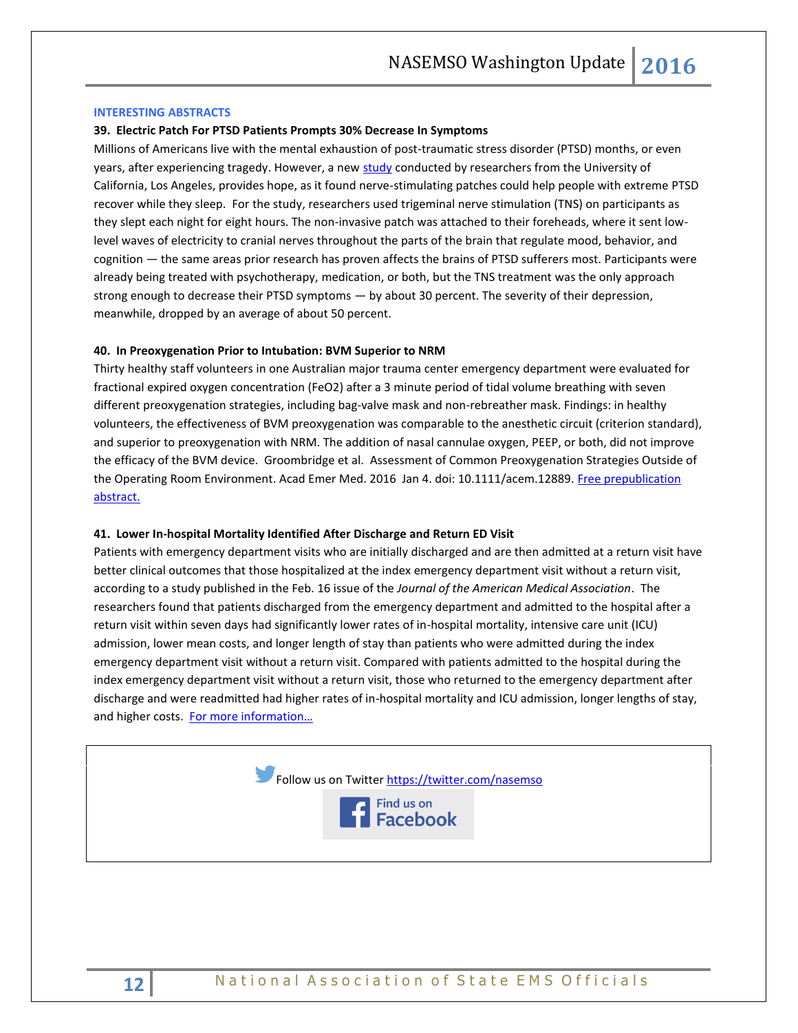## INTERESTING ABSTRACTS

### 39. Electric Patch For PTSD Patients Prompts 30% Decrease In Symptoms

Millions of Americans live with the mental exhaustion of post-traumatic stress disorder (PTSD) months, or even years, after experiencing tragedy. However, a new study conducted by researchers from the University of California, Los Angeles, provides hope, as it found nerve-stimulating patches could help people with extreme PTSD recover while they sleep. For the study, researchers used trigeminal nerve stimulation (TNS) on participants as they slept each night for eight hours. The non-invasive patch was attached to their foreheads, where it sent low-level waves of electricity to cranial nerves throughout the parts of the brain that regulate mood, behavior, and cognition — the same areas prior research has proven affects the brains of PTSD sufferers most. Participants were already being treated with psychotherapy, medication, or both, but the TNS treatment was the only approach strong enough to decrease their PTSD symptoms — by about 30 percent. The severity of their depression, meanwhile, dropped by an average of about 50 percent.

### 40. In Preoxygenation Prior to Intubation: BVM Superior to NRM

Thirty healthy staff volunteers in one Australian major trauma center emergency department were evaluated for fractional expired oxygen concentration (FeO2) after a 3 minute period of tidal volume breathing with seven different preoxygenation strategies, including bag-valve mask and non-rebreather mask. Findings: in healthy volunteers, the effectiveness of BVM preoxygenation was comparable to the anesthetic circuit (criterion standard), and superior to preoxygenation with NRM. The addition of nasal cannulae oxygen, PEEP, or both, did not improve the efficacy of the BVM device. Groombridge et al. Assessment of Common Preoxygenation Strategies Outside of the Operating Room Environment. Acad Emer Med. 2016 Jan 4. doi: 10.1111/acem.12889. Free prepublication abstract.

### 41. Lower In-hospital Mortality Identified After Discharge and Return ED Visit

Patients with emergency department visits who are initially discharged and are then admitted at a return visit have better clinical outcomes that those hospitalized at the index emergency department visit without a return visit, according to a study published in the Feb. 16 issue of the *Journal of the American Medical Association*. The researchers found that patients discharged from the emergency department and admitted to the hospital after a return visit within seven days had significantly lower rates of in-hospital mortality, intensive care unit (ICU) admission, lower mean costs, and longer length of stay than patients who were admitted during the index emergency department visit without a return visit. Compared with patients admitted to the hospital during the index emergency department visit without a return visit, those who returned to the emergency department after discharge and were readmitted had higher rates of in-hospital mortality and ICU admission, longer lengths of stay, and higher costs. For more information…

Follow us on Twitter https://twitter.com/nasemso

Find us on Facebook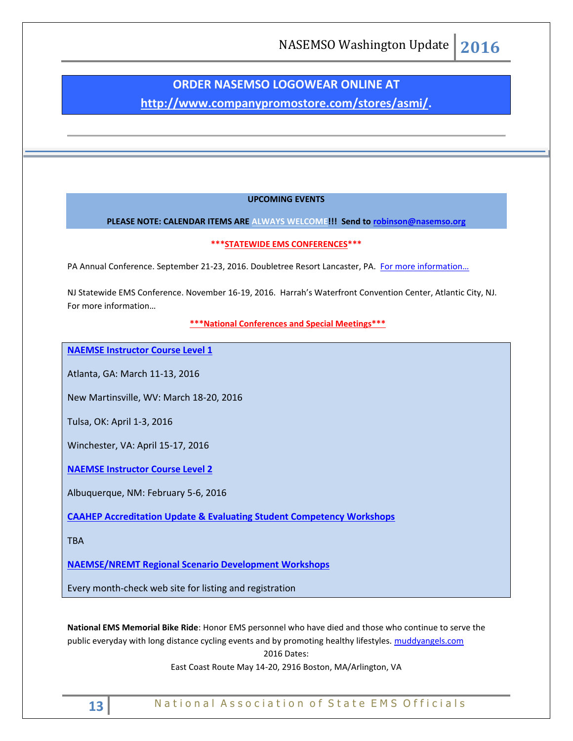**ORDER NASEMSO LOGOWEAR ONLINE AT [http://www.companypromostore.com/stores/asmi/](http://www.companypromostore.com/stores/asmi/).**

---

**UPCOMING EVENTS**

**PLEASE NOTE: CALENDAR ITEMS ARE ALWAYS WELCOME!!! Send to robinson@nasemso.org**

**\*\*\*STATEWIDE EMS CONFERENCES\*\*\***

PA Annual Conference. September 21-23, 2016. Doubletree Resort Lancaster, PA. For more information…

NJ Statewide EMS Conference. November 16-19, 2016. Harrah's Waterfront Convention Center, Atlantic City, NJ. For more information…

**\*\*\*National Conferences and Special Meetings\*\*\***

**NAEMSE Instructor Course Level 1**

Atlanta, GA: March 11-13, 2016

New Martinsville, WV: March 18-20, 2016

Tulsa, OK: April 1-3, 2016

Winchester, VA: April 15-17, 2016

**NAEMSE Instructor Course Level 2**

Albuquerque, NM: February 5-6, 2016

**CAAHEP Accreditation Update & Evaluating Student Competency Workshops**

TBA

**NAEMSE/NREMT Regional Scenario Development Workshops**

Every month-check web site for listing and registration

**National EMS Memorial Bike Ride**: Honor EMS personnel who have died and those who continue to serve the public everyday with long distance cycling events and by promoting healthy lifestyles. muddyangels.com

2016 Dates:

East Coast Route May 14-20, 2916 Boston, MA/Arlington, VA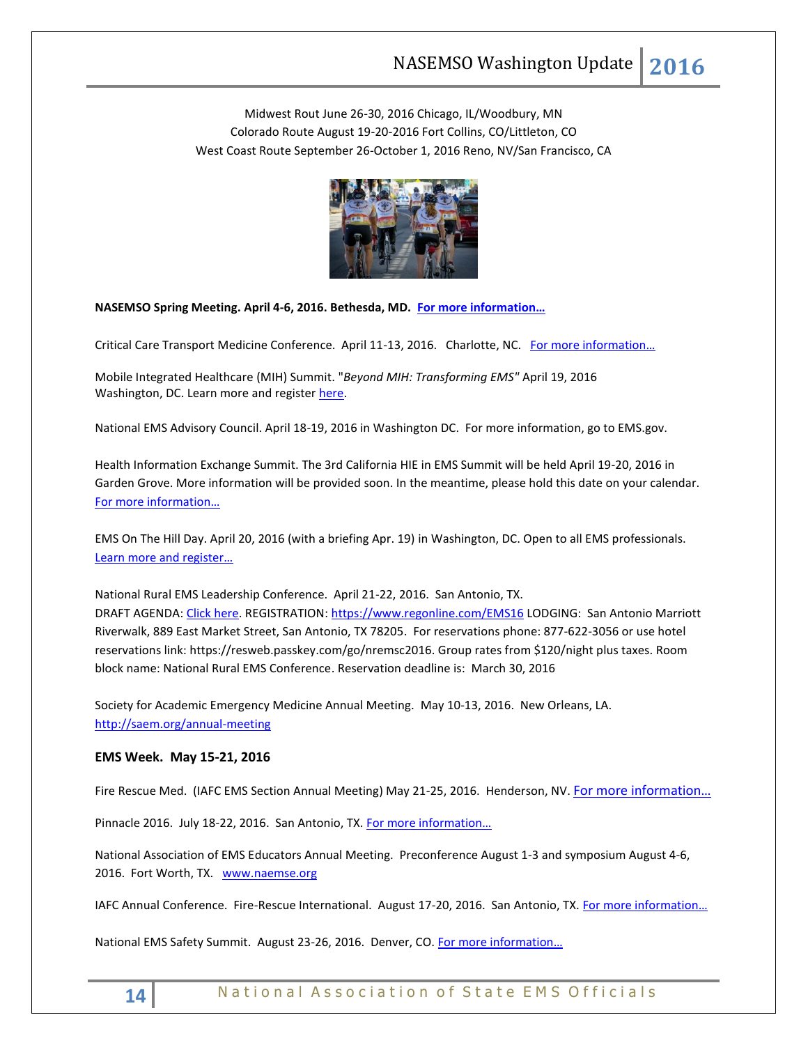Midwest Rout June 26-30, 2016 Chicago, IL/Woodbury, MN
Colorado Route August 19-20-2016 Fort Collins, CO/Littleton, CO
West Coast Route September 26-October 1, 2016 Reno, NV/San Francisco, CA

**NASEMSO Spring Meeting. April 4-6, 2016. Bethesda, MD. For more information…**

Critical Care Transport Medicine Conference. April 11-13, 2016. Charlotte, NC. For more information…

Mobile Integrated Healthcare (MIH) Summit. "*Beyond MIH: Transforming EMS*" April 19, 2016 Washington, DC. Learn more and register here.

National EMS Advisory Council. April 18-19, 2016 in Washington DC. For more information, go to EMS.gov.

Health Information Exchange Summit. The 3rd California HIE in EMS Summit will be held April 19-20, 2016 in Garden Grove. More information will be provided soon. In the meantime, please hold this date on your calendar. For more information…

EMS On The Hill Day. April 20, 2016 (with a briefing Apr. 19) in Washington, DC. Open to all EMS professionals. Learn more and register…

National Rural EMS Leadership Conference. April 21-22, 2016. San Antonio, TX.
DRAFT AGENDA: Click here. REGISTRATION: https://www.regonline.com/EMS16 LODGING: San Antonio Marriott Riverwalk, 889 East Market Street, San Antonio, TX 78205. For reservations phone: 877-622-3056 or use hotel reservations link: https://resweb.passkey.com/go/nremsc2016. Group rates from $120/night plus taxes. Room block name: National Rural EMS Conference. Reservation deadline is: March 30, 2016

Society for Academic Emergency Medicine Annual Meeting. May 10-13, 2016. New Orleans, LA.
http://saem.org/annual-meeting

**EMS Week. May 15-21, 2016**

Fire Rescue Med. (IAFC EMS Section Annual Meeting) May 21-25, 2016. Henderson, NV. For more information…

Pinnacle 2016. July 18-22, 2016. San Antonio, TX. For more information…

National Association of EMS Educators Annual Meeting. Preconference August 1-3 and symposium August 4-6, 2016. Fort Worth, TX. www.naemse.org

IAFC Annual Conference. Fire-Rescue International. August 17-20, 2016. San Antonio, TX. For more information…

National EMS Safety Summit. August 23-26, 2016. Denver, CO. For more information…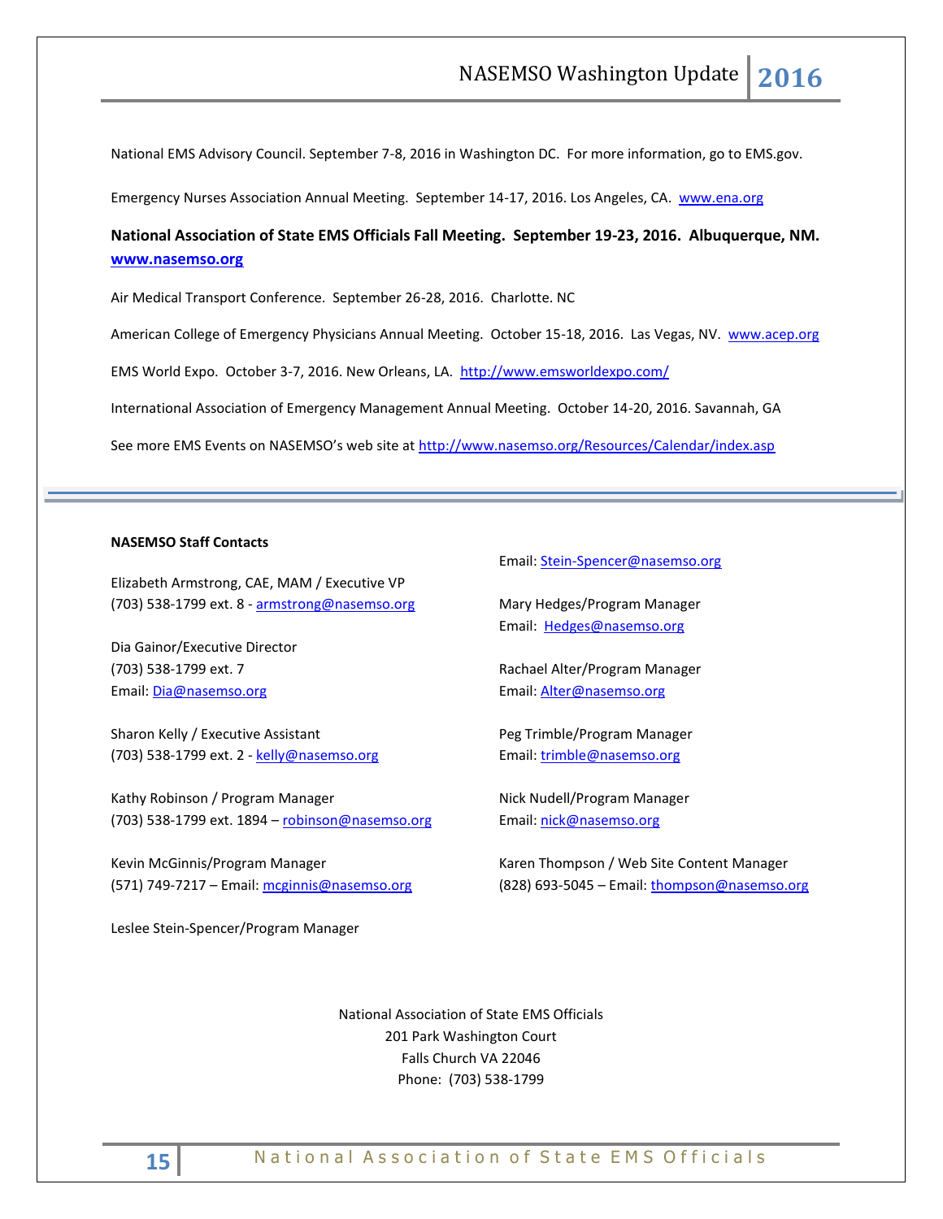National EMS Advisory Council. September 7-8, 2016 in Washington DC. For more information, go to EMS.gov.

Emergency Nurses Association Annual Meeting. September 14-17, 2016. Los Angeles, CA. www.ena.org

**National Association of State EMS Officials Fall Meeting. September 19-23, 2016. Albuquerque, NM. www.nasemso.org**

Air Medical Transport Conference. September 26-28, 2016. Charlotte. NC

American College of Emergency Physicians Annual Meeting. October 15-18, 2016. Las Vegas, NV. www.acep.org

EMS World Expo. October 3-7, 2016. New Orleans, LA. http://www.emsworldexpo.com/

International Association of Emergency Management Annual Meeting. October 14-20, 2016. Savannah, GA

See more EMS Events on NASEMSO's web site at http://www.nasemso.org/Resources/Calendar/index.asp

---

**NASEMSO Staff Contacts**

Elizabeth Armstrong, CAE, MAM / Executive VP
(703) 538-1799 ext. 8 - armstrong@nasemso.org

Dia Gainor/Executive Director
(703) 538-1799 ext. 7
Email: Dia@nasemso.org

Sharon Kelly / Executive Assistant
(703) 538-1799 ext. 2 - kelly@nasemso.org

Kathy Robinson / Program Manager
(703) 538-1799 ext. 1894 – robinson@nasemso.org

Kevin McGinnis/Program Manager
(571) 749-7217 – Email: mcginnis@nasemso.org

Leslee Stein-Spencer/Program Manager
Email: Stein-Spencer@nasemso.org

Mary Hedges/Program Manager
Email: Hedges@nasemso.org

Rachael Alter/Program Manager
Email: Alter@nasemso.org

Peg Trimble/Program Manager
Email: trimble@nasemso.org

Nick Nudell/Program Manager
Email: nick@nasemso.org

Karen Thompson / Web Site Content Manager
(828) 693-5045 – Email: thompson@nasemso.org

National Association of State EMS Officials
201 Park Washington Court
Falls Church VA 22046
Phone: (703) 538-1799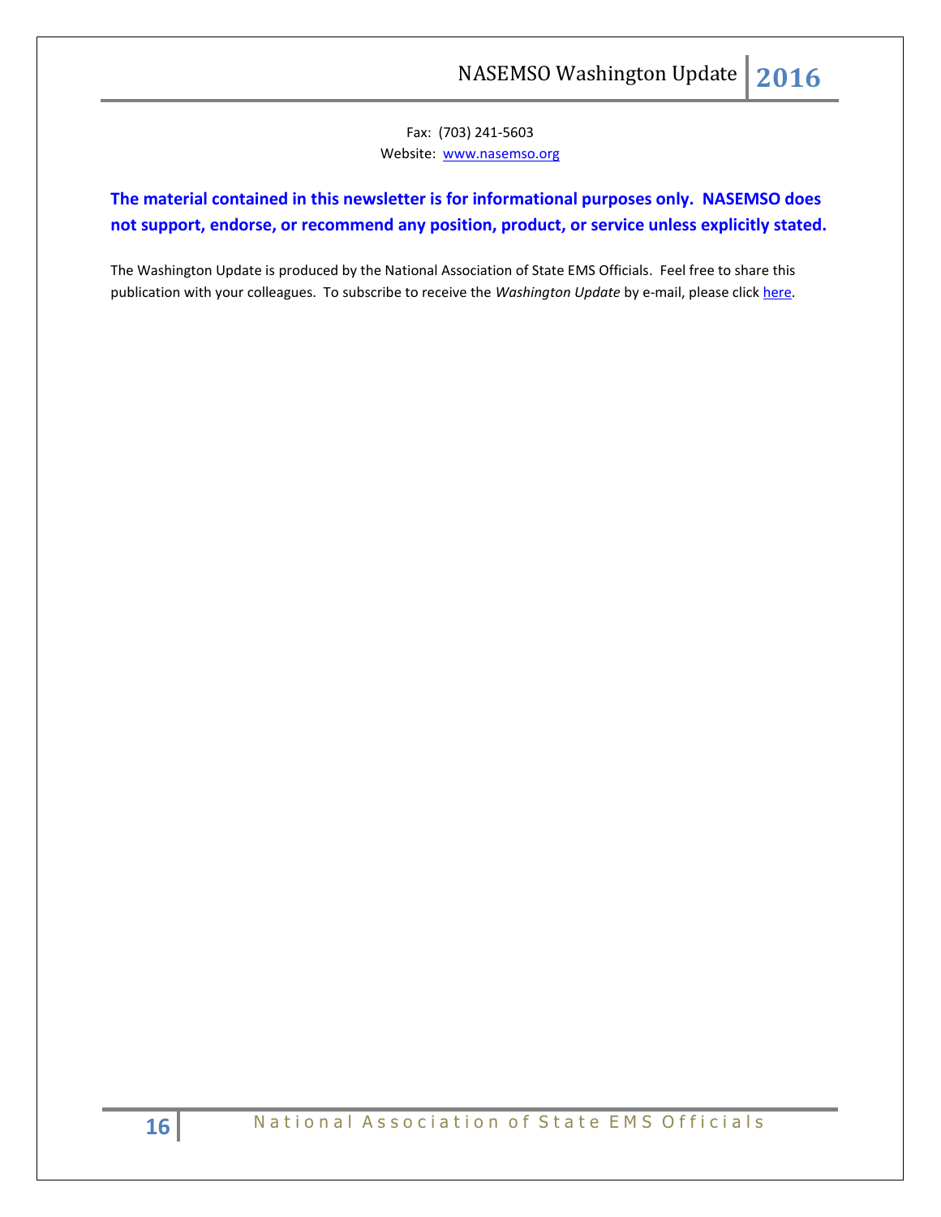Fax: (703) 241-5603
Website: [www.nasemso.org](http://www.nasemso.org)

**The material contained in this newsletter is for informational purposes only. NASEMSO does not support, endorse, or recommend any position, product, or service unless explicitly stated.**

The Washington Update is produced by the National Association of State EMS Officials. Feel free to share this publication with your colleagues. To subscribe to receive the *Washington Update* by e-mail, please click here.